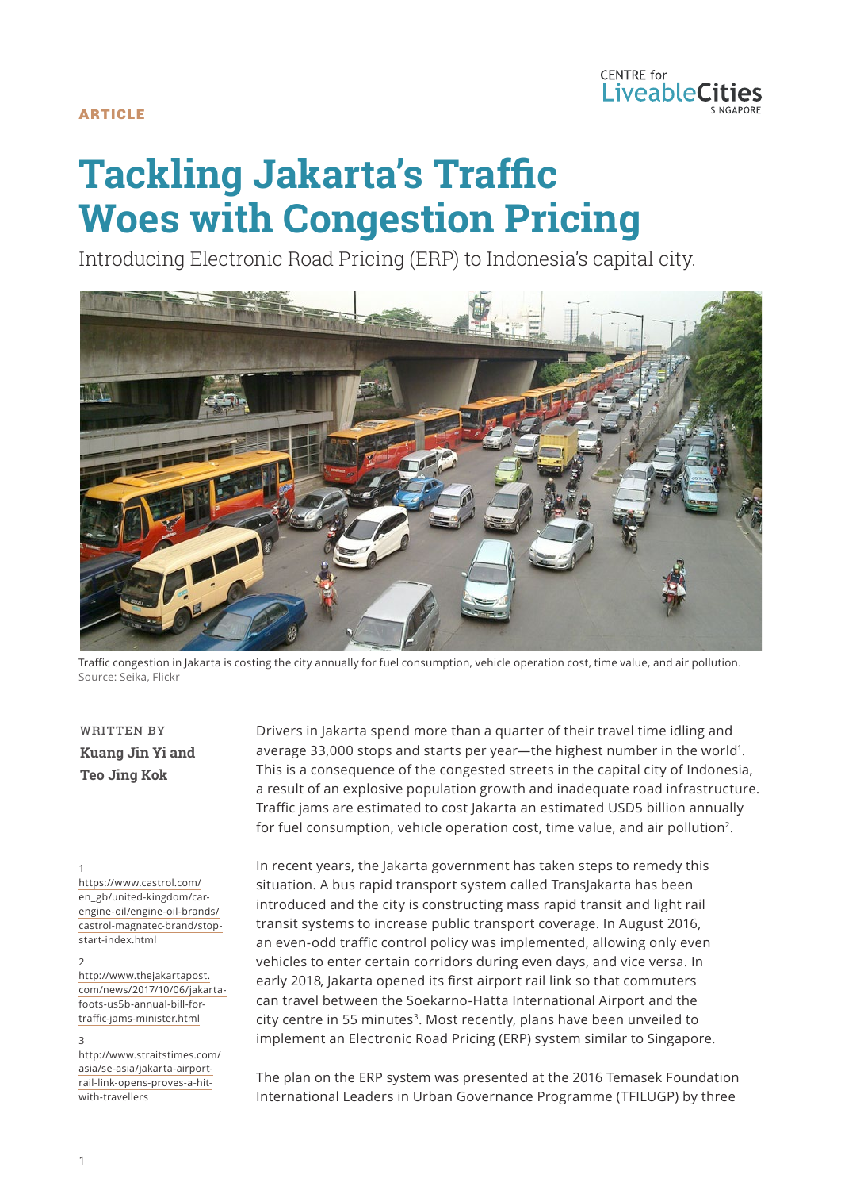ARTICLE

# Tackling Jakarta's Traffic Woes with Congestion Pricing

Introducing Electronic Road Pricing (ERP) to Indonesia's capital city.

Traffic congestion in Jakarta is costing the city annually for fuel consumption, vehicle operation cost, time value, and air pollution.
Source: Seika, Flickr

WRITTEN BY

**Kuang Jin Yi and Teo Jing Kok**

Drivers in Jakarta spend more than a quarter of their travel time idling and average 33,000 stops and starts per year—the highest number in the world[1]. This is a consequence of the congested streets in the capital city of Indonesia, a result of an explosive population growth and inadequate road infrastructure. Traffic jams are estimated to cost Jakarta an estimated USD5 billion annually for fuel consumption, vehicle operation cost, time value, and air pollution[2].

In recent years, the Jakarta government has taken steps to remedy this situation. A bus rapid transport system called TransJakarta has been introduced and the city is constructing mass rapid transit and light rail transit systems to increase public transport coverage. In August 2016, an even-odd traffic control policy was implemented, allowing only even vehicles to enter certain corridors during even days, and vice versa. In early 2018, Jakarta opened its first airport rail link so that commuters can travel between the Soekarno-Hatta International Airport and the city centre in 55 minutes[3]. Most recently, plans have been unveiled to implement an Electronic Road Pricing (ERP) system similar to Singapore.

The plan on the ERP system was presented at the 2016 Temasek Foundation International Leaders in Urban Governance Programme (TFILUGP) by three

1 https://www.castrol.com/en_gb/united-kingdom/car-engine-oil/engine-oil-brands/castrol-magnatec-brand/stop-start-index.html

2 http://www.thejakartapost.com/news/2017/10/06/jakarta-foots-us5b-annual-bill-for-traffic-jams-minister.html

3 http://www.straitstimes.com/asia/se-asia/jakarta-airport-rail-link-opens-proves-a-hit-with-travellers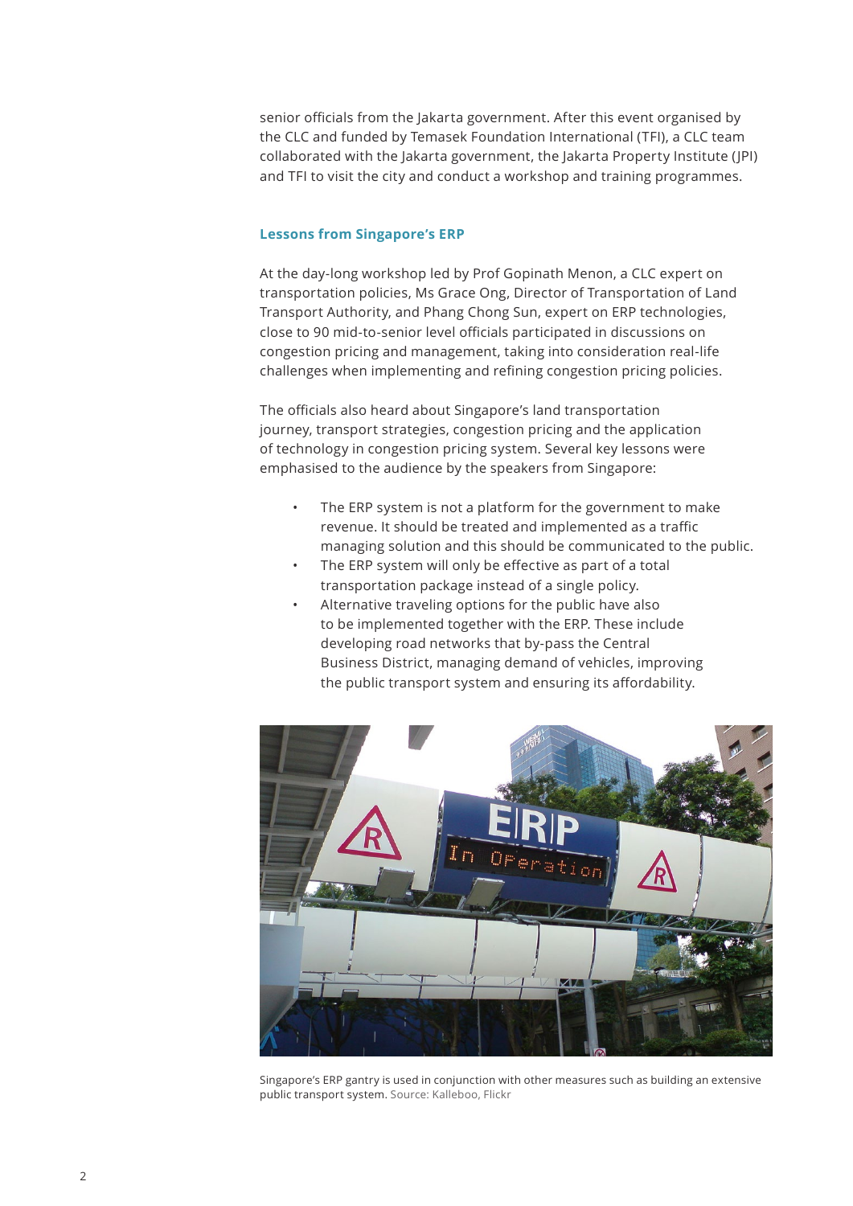senior officials from the Jakarta government. After this event organised by the CLC and funded by Temasek Foundation International (TFI), a CLC team collaborated with the Jakarta government, the Jakarta Property Institute (JPI) and TFI to visit the city and conduct a workshop and training programmes.

### Lessons from Singapore's ERP

At the day-long workshop led by Prof Gopinath Menon, a CLC expert on transportation policies, Ms Grace Ong, Director of Transportation of Land Transport Authority, and Phang Chong Sun, expert on ERP technologies, close to 90 mid-to-senior level officials participated in discussions on congestion pricing and management, taking into consideration real-life challenges when implementing and refining congestion pricing policies.

The officials also heard about Singapore's land transportation journey, transport strategies, congestion pricing and the application of technology in congestion pricing system. Several key lessons were emphasised to the audience by the speakers from Singapore:

- The ERP system is not a platform for the government to make revenue. It should be treated and implemented as a traffic managing solution and this should be communicated to the public.
- The ERP system will only be effective as part of a total transportation package instead of a single policy.
- Alternative traveling options for the public have also to be implemented together with the ERP. These include developing road networks that by-pass the Central Business District, managing demand of vehicles, improving the public transport system and ensuring its affordability.

Singapore's ERP gantry is used in conjunction with other measures such as building an extensive public transport system. Source: Kalleboo, Flickr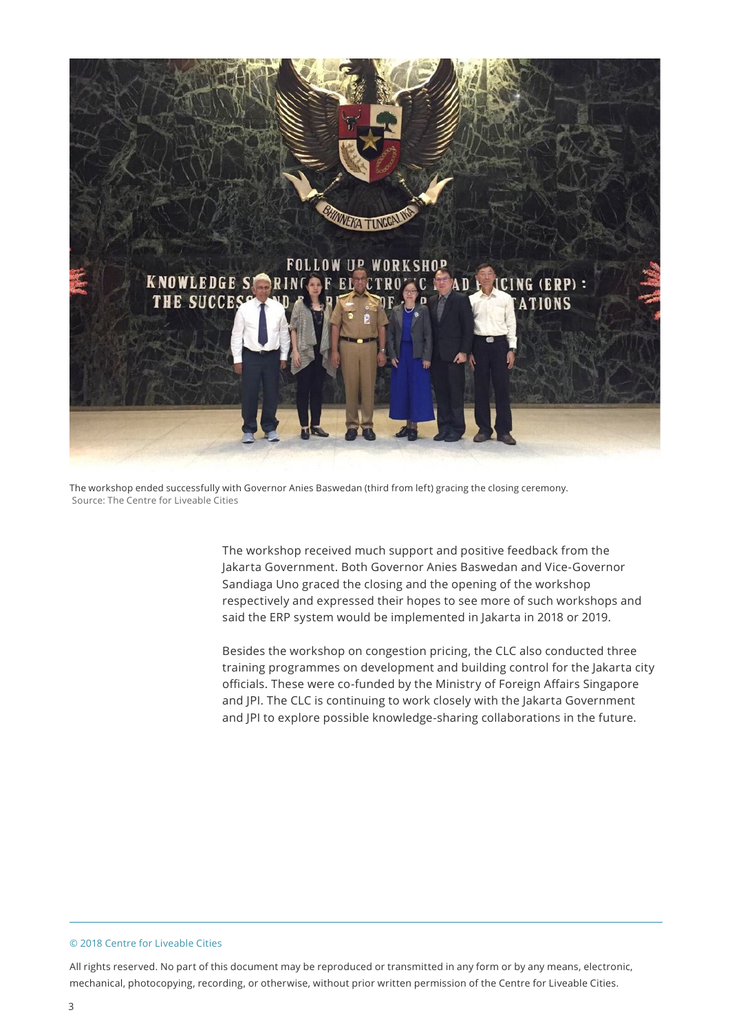The workshop ended successfully with Governor Anies Baswedan (third from left) gracing the closing ceremony.
Source: The Centre for Liveable Cities

The workshop received much support and positive feedback from the Jakarta Government. Both Governor Anies Baswedan and Vice-Governor Sandiaga Uno graced the closing and the opening of the workshop respectively and expressed their hopes to see more of such workshops and said the ERP system would be implemented in Jakarta in 2018 or 2019.

Besides the workshop on congestion pricing, the CLC also conducted three training programmes on development and building control for the Jakarta city officials. These were co-funded by the Ministry of Foreign Affairs Singapore and JPI. The CLC is continuing to work closely with the Jakarta Government and JPI to explore possible knowledge-sharing collaborations in the future.

© 2018 Centre for Liveable Cities

All rights reserved. No part of this document may be reproduced or transmitted in any form or by any means, electronic, mechanical, photocopying, recording, or otherwise, without prior written permission of the Centre for Liveable Cities.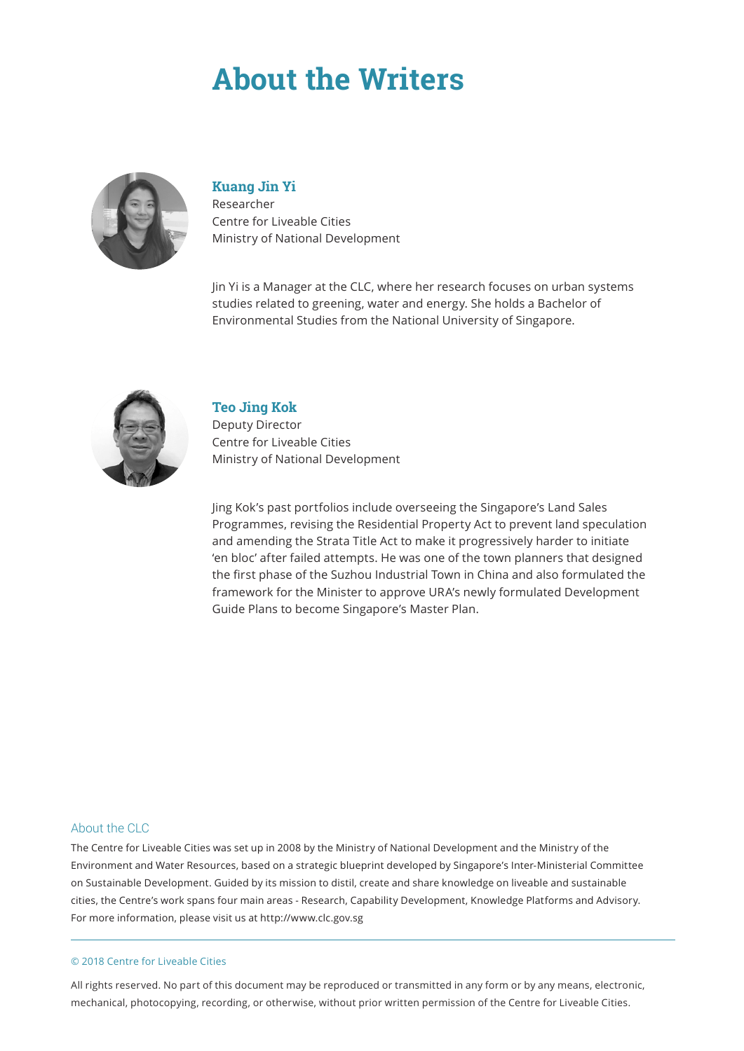# About the Writers

### Kuang Jin Yi

Researcher
Centre for Liveable Cities
Ministry of National Development

Jin Yi is a Manager at the CLC, where her research focuses on urban systems studies related to greening, water and energy. She holds a Bachelor of Environmental Studies from the National University of Singapore.

### Teo Jing Kok

Deputy Director
Centre for Liveable Cities
Ministry of National Development

Jing Kok's past portfolios include overseeing the Singapore's Land Sales Programmes, revising the Residential Property Act to prevent land speculation and amending the Strata Title Act to make it progressively harder to initiate 'en bloc' after failed attempts. He was one of the town planners that designed the first phase of the Suzhou Industrial Town in China and also formulated the framework for the Minister to approve URA's newly formulated Development Guide Plans to become Singapore's Master Plan.

## About the CLC

The Centre for Liveable Cities was set up in 2008 by the Ministry of National Development and the Ministry of the Environment and Water Resources, based on a strategic blueprint developed by Singapore's Inter-Ministerial Committee on Sustainable Development. Guided by its mission to distil, create and share knowledge on liveable and sustainable cities, the Centre's work spans four main areas - Research, Capability Development, Knowledge Platforms and Advisory. For more information, please visit us at http://www.clc.gov.sg

---

© 2018 Centre for Liveable Cities

All rights reserved. No part of this document may be reproduced or transmitted in any form or by any means, electronic, mechanical, photocopying, recording, or otherwise, without prior written permission of the Centre for Liveable Cities.